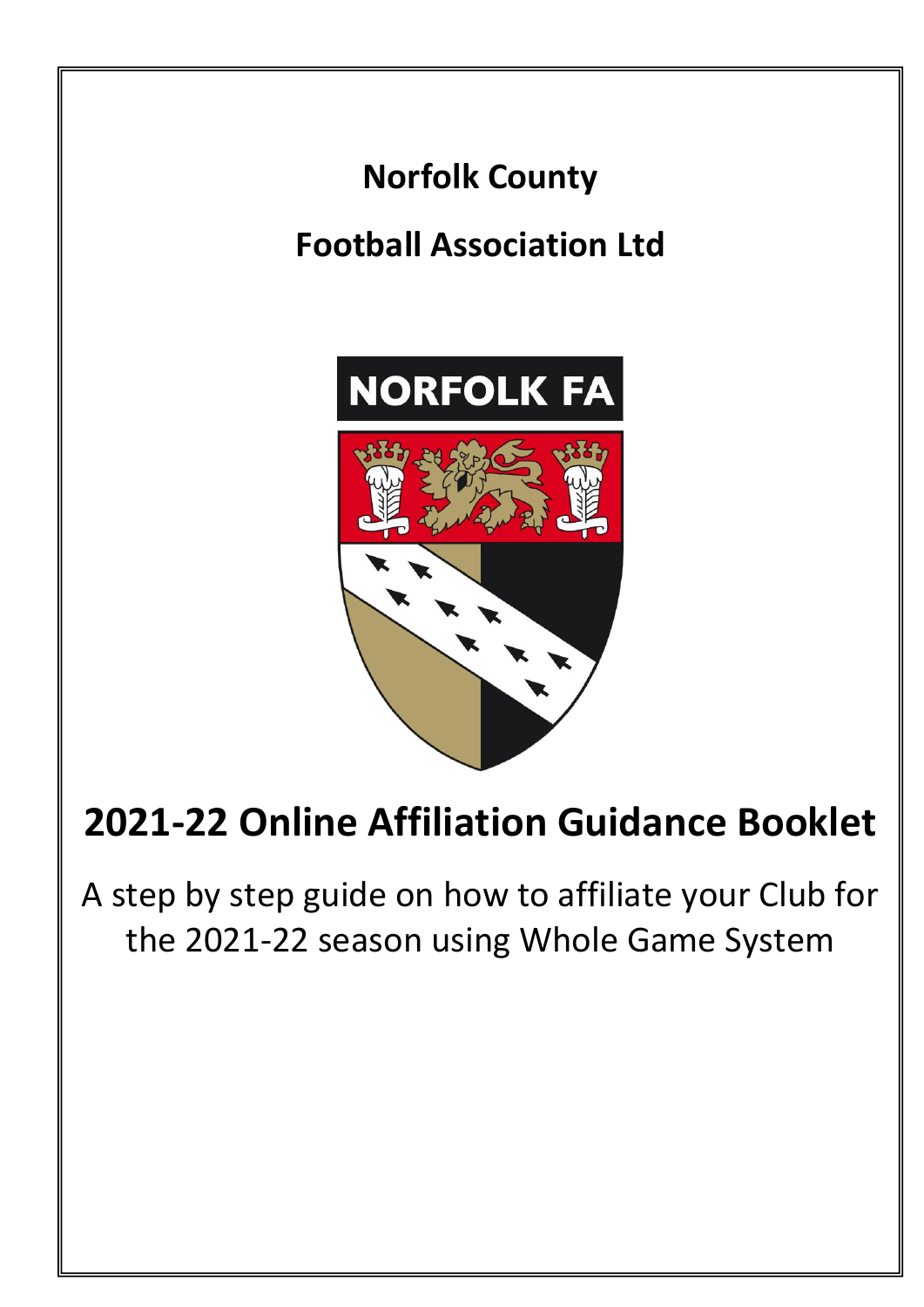**Norfolk County**

**Football Association Ltd**

NORFOLK FA

# 2021-22 Online Affiliation Guidance Booklet

A step by step guide on how to affiliate your Club for the 2021-22 season using Whole Game System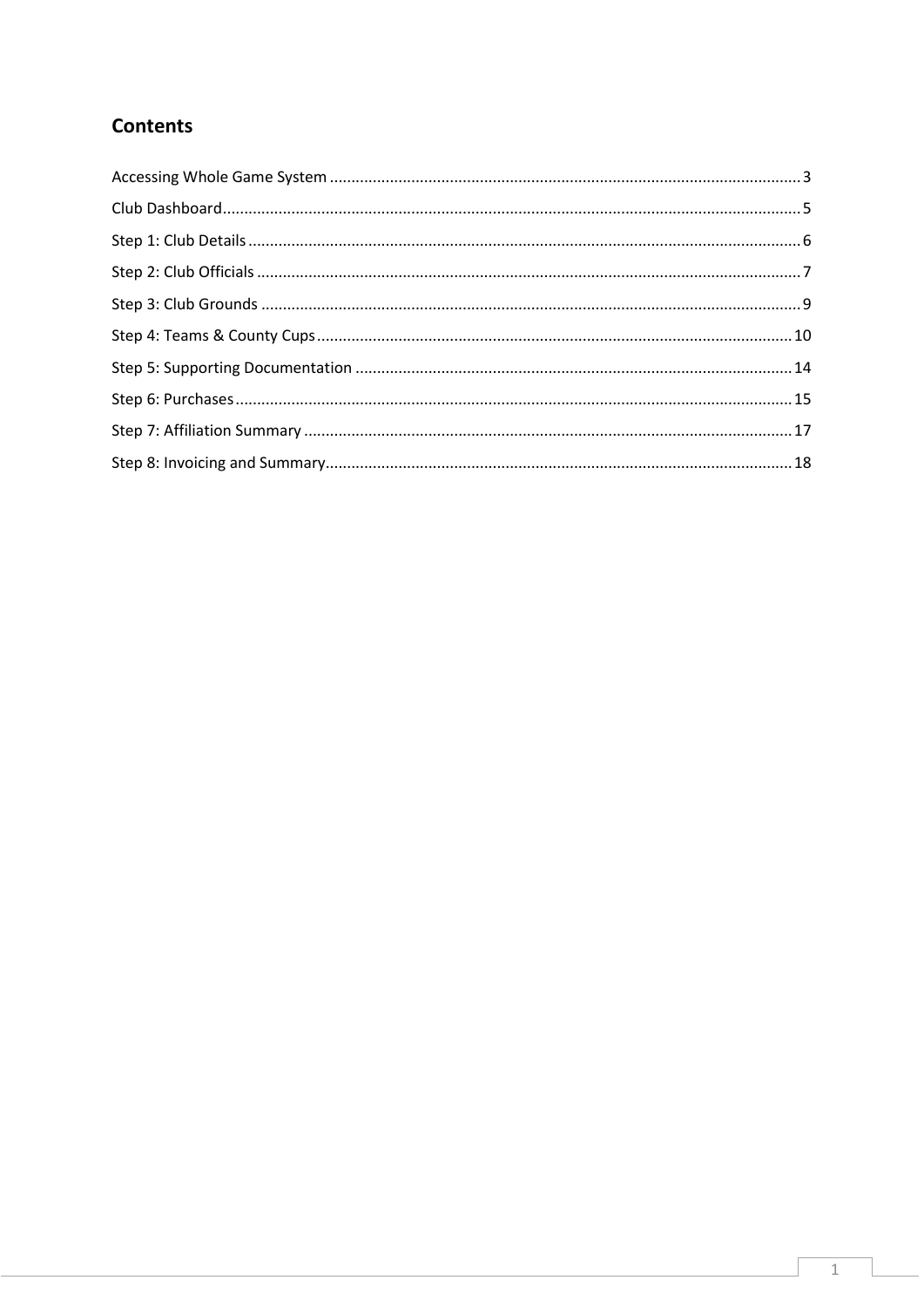## Contents

Accessing Whole Game System ............ 3
Club Dashboard ............ 5
Step 1: Club Details ............ 6
Step 2: Club Officials ............ 7
Step 3: Club Grounds ............ 9
Step 4: Teams & County Cups ............ 10
Step 5: Supporting Documentation ............ 14
Step 6: Purchases ............ 15
Step 7: Affiliation Summary ............ 17
Step 8: Invoicing and Summary ............ 18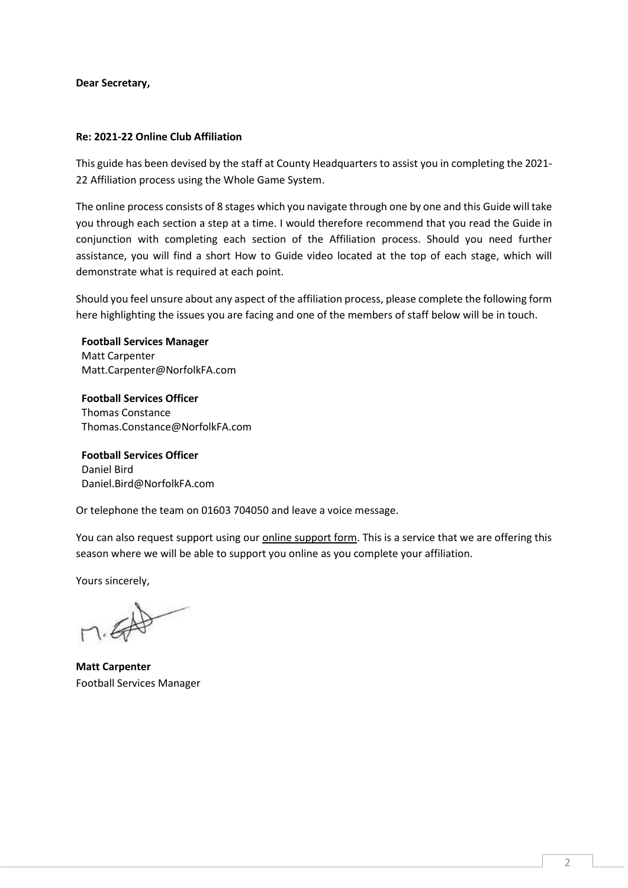**Dear Secretary,**

**Re: 2021-22 Online Club Affiliation**

This guide has been devised by the staff at County Headquarters to assist you in completing the 2021-22 Affiliation process using the Whole Game System.

The online process consists of 8 stages which you navigate through one by one and this Guide will take you through each section a step at a time. I would therefore recommend that you read the Guide in conjunction with completing each section of the Affiliation process. Should you need further assistance, you will find a short How to Guide video located at the top of each stage, which will demonstrate what is required at each point.

Should you feel unsure about any aspect of the affiliation process, please complete the following form here highlighting the issues you are facing and one of the members of staff below will be in touch.

**Football Services Manager**
Matt Carpenter
Matt.Carpenter@NorfolkFA.com

**Football Services Officer**
Thomas Constance
Thomas.Constance@NorfolkFA.com

**Football Services Officer**
Daniel Bird
Daniel.Bird@NorfolkFA.com

Or telephone the team on 01603 704050 and leave a voice message.

You can also request support using our online support form. This is a service that we are offering this season where we will be able to support you online as you complete your affiliation.

Yours sincerely,

**Matt Carpenter**
Football Services Manager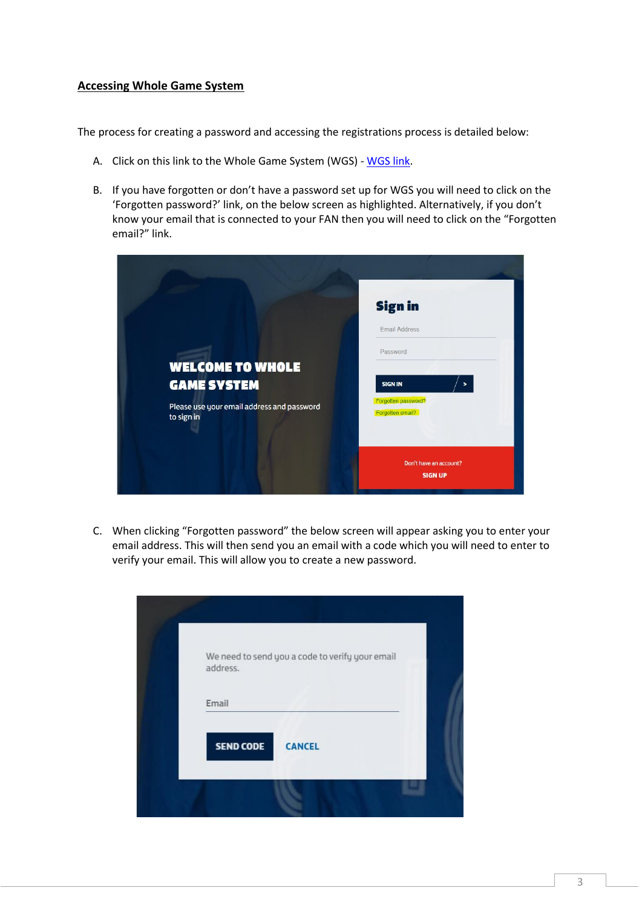## Accessing Whole Game System

The process for creating a password and accessing the registrations process is detailed below:

A. Click on this link to the Whole Game System (WGS) - WGS link.

B. If you have forgotten or don't have a password set up for WGS you will need to click on the 'Forgotten password?' link, on the below screen as highlighted. Alternatively, if you don't know your email that is connected to your FAN then you will need to click on the "Forgotten email?" link.

C. When clicking "Forgotten password" the below screen will appear asking you to enter your email address. This will then send you an email with a code which you will need to enter to verify your email. This will allow you to create a new password.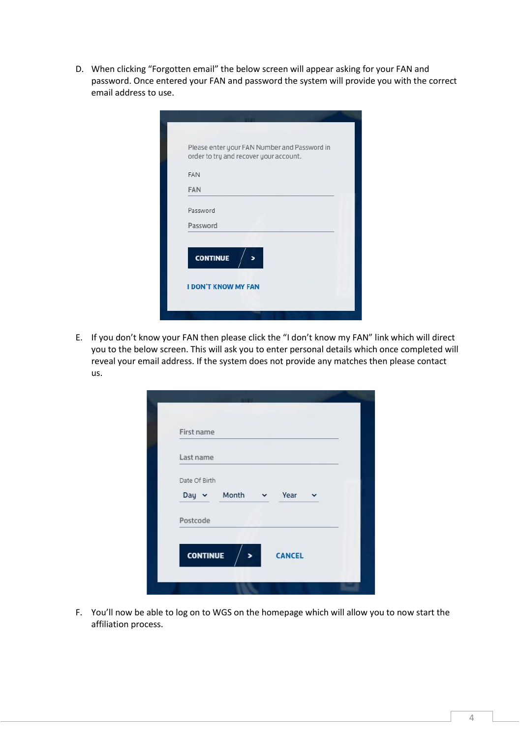D. When clicking "Forgotten email" the below screen will appear asking for your FAN and password. Once entered your FAN and password the system will provide you with the correct email address to use.

E. If you don't know your FAN then please click the "I don't know my FAN" link which will direct you to the below screen. This will ask you to enter personal details which once completed will reveal your email address. If the system does not provide any matches then please contact us.

F. You'll now be able to log on to WGS on the homepage which will allow you to now start the affiliation process.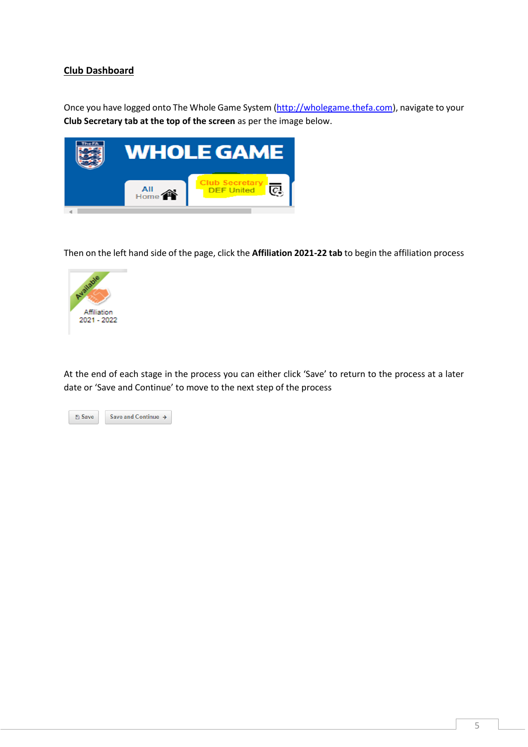## Club Dashboard

Once you have logged onto The Whole Game System (http://wholegame.thefa.com), navigate to your **Club Secretary tab at the top of the screen** as per the image below.

Then on the left hand side of the page, click the **Affiliation 2021-22 tab** to begin the affiliation process

At the end of each stage in the process you can either click 'Save' to return to the process at a later date or 'Save and Continue' to move to the next step of the process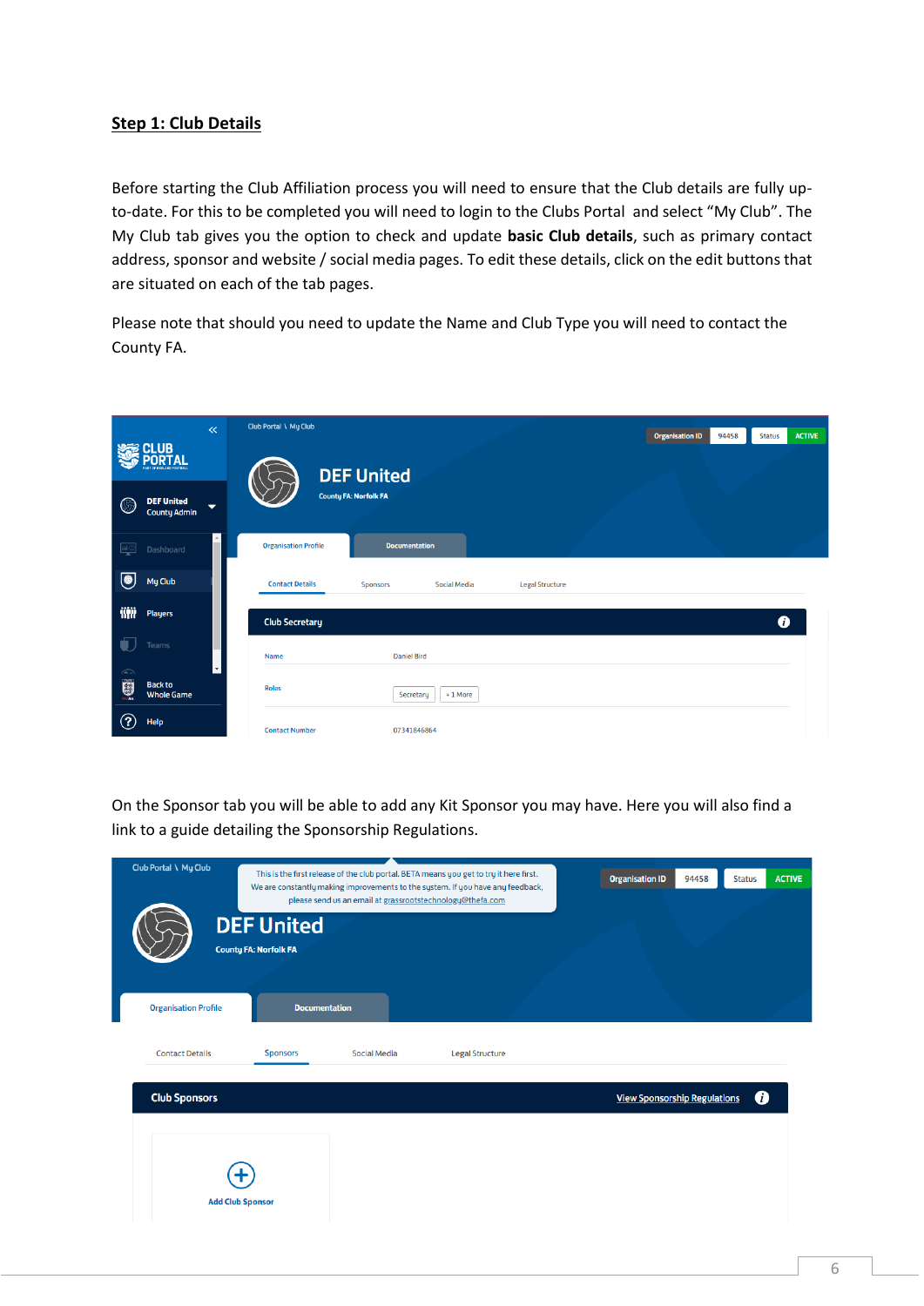## Step 1: Club Details

Before starting the Club Affiliation process you will need to ensure that the Club details are fully up-to-date. For this to be completed you will need to login to the Clubs Portal and select "My Club". The My Club tab gives you the option to check and update **basic Club details**, such as primary contact address, sponsor and website / social media pages. To edit these details, click on the edit buttons that are situated on each of the tab pages.

Please note that should you need to update the Name and Club Type you will need to contact the County FA.

On the Sponsor tab you will be able to add any Kit Sponsor you may have. Here you will also find a link to a guide detailing the Sponsorship Regulations.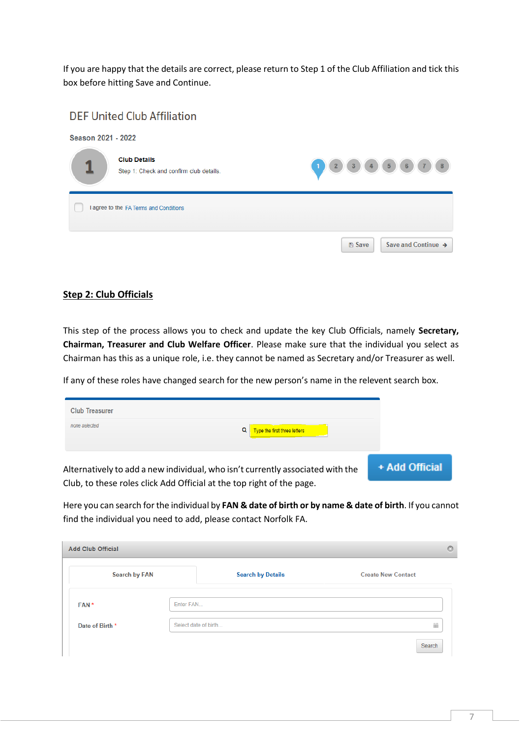If you are happy that the details are correct, please return to Step 1 of the Club Affiliation and tick this box before hitting Save and Continue.

DEF United Club Affiliation

Season 2021 - 2022

1 Club Details
Step 1: Check and confirm club details.

1 2 3 4 5 6 7 8

I agree to the FA Terms and Conditions

Save | Save and Continue

## Step 2: Club Officials

This step of the process allows you to check and update the key Club Officials, namely **Secretary, Chairman, Treasurer and Club Welfare Officer**. Please make sure that the individual you select as Chairman has this as a unique role, i.e. they cannot be named as Secretary and/or Treasurer as well.

If any of these roles have changed search for the new person's name in the relevent search box.

Club Treasurer

none selected

Type the first three letters

Alternatively to add a new individual, who isn't currently associated with the Club, to these roles click Add Official at the top right of the page.

+ Add Official

Here you can search for the individual by **FAN & date of birth or by name & date of birth**. If you cannot find the individual you need to add, please contact Norfolk FA.

Add Club Official

Search by FAN | Search by Details | Create New Contact

FAN * Enter FAN...

Date of Birth * Select date of birth...

Search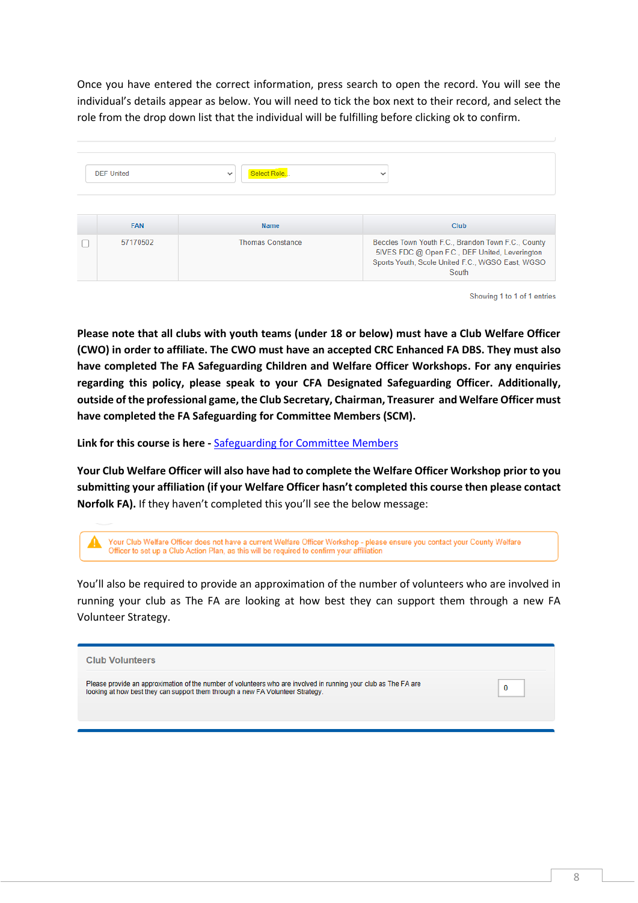Once you have entered the correct information, press search to open the record. You will see the individual's details appear as below. You will need to tick the box next to their record, and select the role from the drop down list that the individual will be fulfilling before clicking ok to confirm.

DEF United | Select Role...

| | FAN | Name | Club |
|---|---|---|---|
| ☐ | 57170502 | Thomas Constance | Beccles Town Youth F.C., Brandon Town F.C., County 5IVES FDC @ Open F.C., DEF United, Leverington Sports Youth, Scole United F.C., WGSO East, WGSO South |

Showing 1 to 1 of 1 entries

**Please note that all clubs with youth teams (under 18 or below) must have a Club Welfare Officer (CWO) in order to affiliate. The CWO must have an accepted CRC Enhanced FA DBS. They must also have completed The FA Safeguarding Children and Welfare Officer Workshops. For any enquiries regarding this policy, please speak to your CFA Designated Safeguarding Officer. Additionally, outside of the professional game, the Club Secretary, Chairman, Treasurer and Welfare Officer must have completed the FA Safeguarding for Committee Members (SCM).**

**Link for this course is here -** [Safeguarding for Committee Members]

**Your Club Welfare Officer will also have had to complete the Welfare Officer Workshop prior to you submitting your affiliation (if your Welfare Officer hasn't completed this course then please contact Norfolk FA).** If they haven't completed this you'll see the below message:

> ⚠ Your Club Welfare Officer does not have a current Welfare Officer Workshop - please ensure you contact your County Welfare Officer to set up a Club Action Plan, as this will be required to confirm your affiliation

You'll also be required to provide an approximation of the number of volunteers who are involved in running your club as The FA are looking at how best they can support them through a new FA Volunteer Strategy.

**Club Volunteers**

Please provide an approximation of the number of volunteers who are involved in running your club as The FA are looking at how best they can support them through a new FA Volunteer Strategy. | 0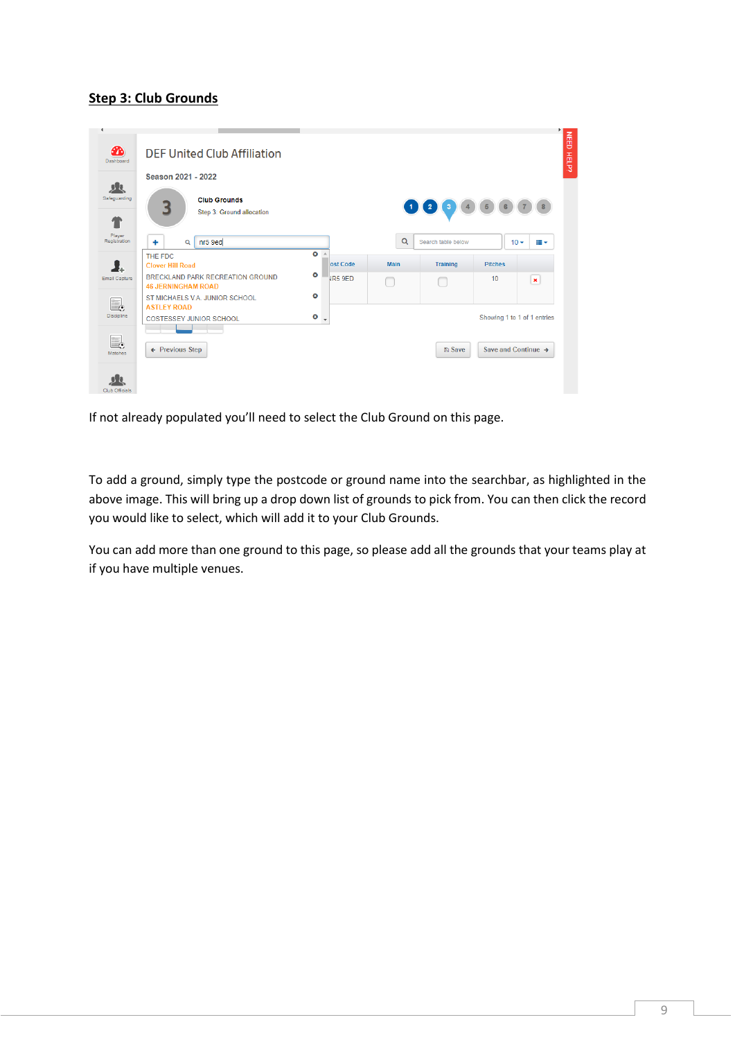**Step 3: Club Grounds**

If not already populated you'll need to select the Club Ground on this page.

To add a ground, simply type the postcode or ground name into the searchbar, as highlighted in the above image. This will bring up a drop down list of grounds to pick from. You can then click the record you would like to select, which will add it to your Club Grounds.

You can add more than one ground to this page, so please add all the grounds that your teams play at if you have multiple venues.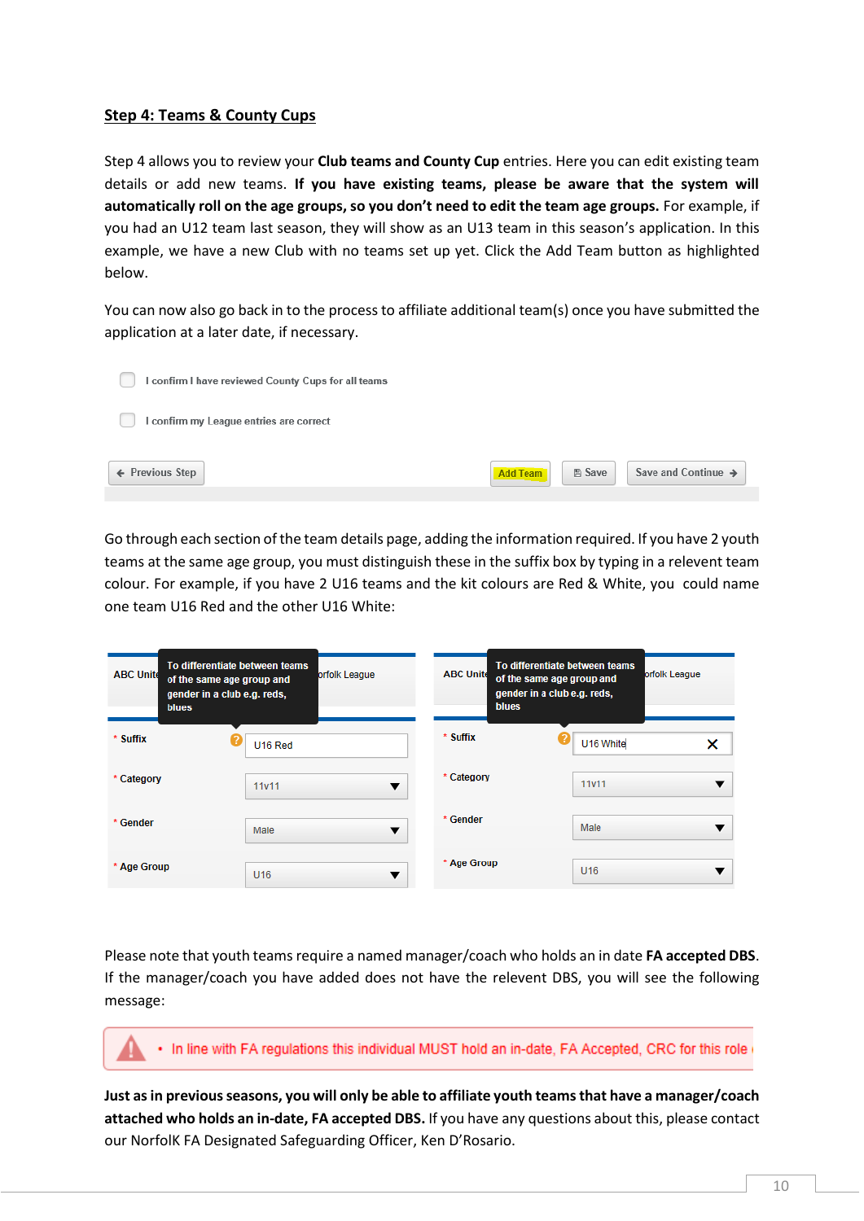## Step 4: Teams & County Cups

Step 4 allows you to review your **Club teams and County Cup** entries. Here you can edit existing team details or add new teams. **If you have existing teams, please be aware that the system will automatically roll on the age groups, so you don't need to edit the team age groups.** For example, if you had an U12 team last season, they will show as an U13 team in this season's application. In this example, we have a new Club with no teams set up yet. Click the Add Team button as highlighted below.

You can now also go back in to the process to affiliate additional team(s) once you have submitted the application at a later date, if necessary.

I confirm I have reviewed County Cups for all teams

I confirm my League entries are correct

Previous Step | Add Team | Save | Save and Continue

Go through each section of the team details page, adding the information required. If you have 2 youth teams at the same age group, you must distinguish these in the suffix box by typing in a relevent team colour. For example, if you have 2 U16 teams and the kit colours are Red & White, you could name one team U16 Red and the other U16 White:

ABC Unite... orfolk League

To differentiate between teams of the same age group and gender in a club e.g. reds, blues

| | |
|---|---|
| * Suffix | U16 Red |
| * Category | 11v11 |
| * Gender | Male |
| * Age Group | U16 |

| | |
|---|---|
| * Suffix | U16 White |
| * Category | 11v11 |
| * Gender | Male |
| * Age Group | U16 |

Please note that youth teams require a named manager/coach who holds an in date **FA accepted DBS**. If the manager/coach you have added does not have the relevent DBS, you will see the following message:

- In line with FA regulations this individual MUST hold an in-date, FA Accepted, CRC for this role

**Just as in previous seasons, you will only be able to affiliate youth teams that have a manager/coach attached who holds an in-date, FA accepted DBS.** If you have any questions about this, please contact our NorfolK FA Designated Safeguarding Officer, Ken D'Rosario.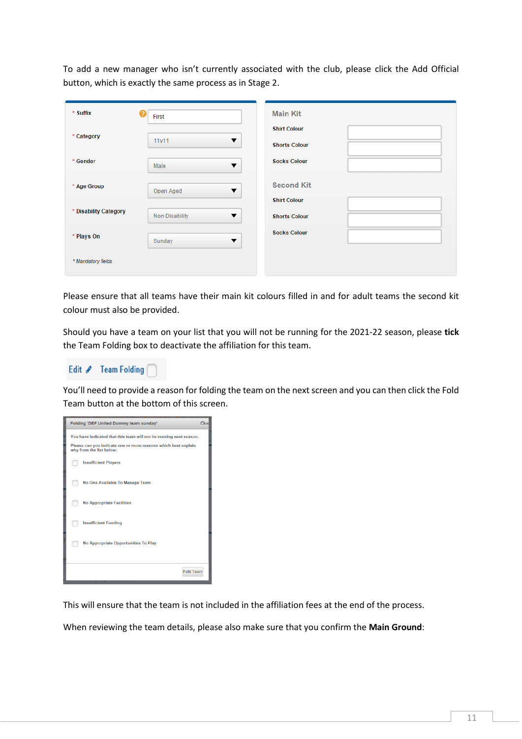To add a new manager who isn't currently associated with the club, please click the Add Official button, which is exactly the same process as in Stage 2.

| Field | Value |
|---|---|
| * Suffix | First |
| * Category | 11v11 |
| * Gender | Male |
| * Age Group | Open Aged |
| * Disability Category | Non Disability |
| * Plays On | Sunday |

*\* Mandatory fields*

**Main Kit**

- Shirt Colour
- Shorts Colour
- Socks Colour

**Second Kit**

- Shirt Colour
- Shorts Colour
- Socks Colour

Please ensure that all teams have their main kit colours filled in and for adult teams the second kit colour must also be provided.

Should you have a team on your list that you will not be running for the 2021-22 season, please **tick** the Team Folding box to deactivate the affiliation for this team.

Edit Team Folding

You'll need to provide a reason for folding the team on the next screen and you can then click the Fold Team button at the bottom of this screen.

Folding 'DEF United Dummy team sunday'

You have indicated that this team will not be running next season.

Please can you indicate one or more reasons which best explain why from the list below:

- Insufficient Players
- No One Available To Manage Team
- No Appropriate Facilities
- Insufficient Funding
- No Appropriate Opportunities To Play

Fold Team

This will ensure that the team is not included in the affiliation fees at the end of the process.

When reviewing the team details, please also make sure that you confirm the **Main Ground**: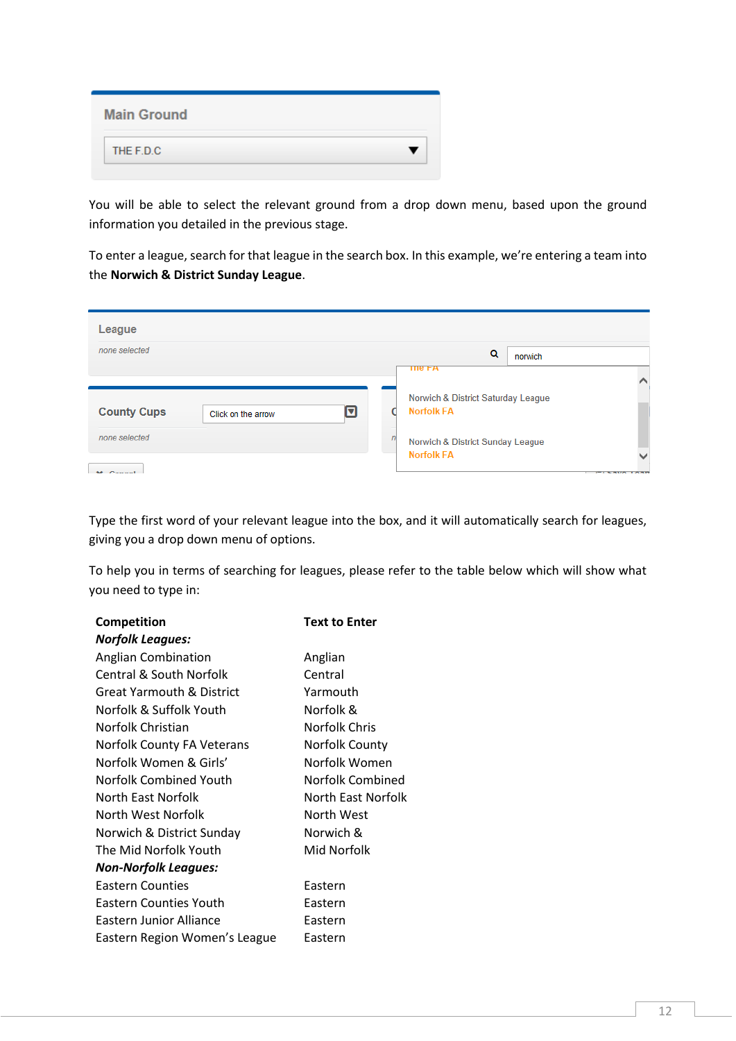Main Ground

THE F.D.C

You will be able to select the relevant ground from a drop down menu, based upon the ground information you detailed in the previous stage.

To enter a league, search for that league in the search box. In this example, we're entering a team into the **Norwich & District Sunday League**.

League

none selected

norwich

The FA

Norwich & District Saturday League
Norfolk FA

Norwich & District Sunday League
Norfolk FA

County Cups

Click on the arrow

none selected

Type the first word of your relevant league into the box, and it will automatically search for leagues, giving you a drop down menu of options.

To help you in terms of searching for leagues, please refer to the table below which will show what you need to type in:

| Competition | Text to Enter |
|---|---|
| ***Norfolk Leagues:*** | |
| Anglian Combination | Anglian |
| Central & South Norfolk | Central |
| Great Yarmouth & District | Yarmouth |
| Norfolk & Suffolk Youth | Norfolk & |
| Norfolk Christian | Norfolk Chris |
| Norfolk County FA Veterans | Norfolk County |
| Norfolk Women & Girls' | Norfolk Women |
| Norfolk Combined Youth | Norfolk Combined |
| North East Norfolk | North East Norfolk |
| North West Norfolk | North West |
| Norwich & District Sunday | Norwich & |
| The Mid Norfolk Youth | Mid Norfolk |
| ***Non-Norfolk Leagues:*** | |
| Eastern Counties | Eastern |
| Eastern Counties Youth | Eastern |
| Eastern Junior Alliance | Eastern |
| Eastern Region Women's League | Eastern |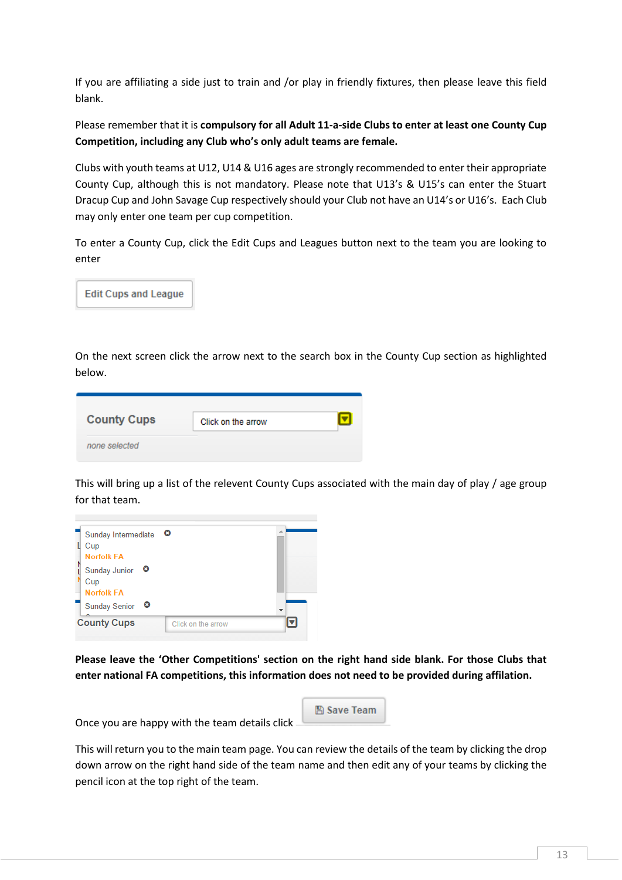If you are affiliating a side just to train and /or play in friendly fixtures, then please leave this field blank.

Please remember that it is **compulsory for all Adult 11-a-side Clubs to enter at least one County Cup Competition, including any Club who's only adult teams are female.**

Clubs with youth teams at U12, U14 & U16 ages are strongly recommended to enter their appropriate County Cup, although this is not mandatory. Please note that U13's & U15's can enter the Stuart Dracup Cup and John Savage Cup respectively should your Club not have an U14's or U16's. Each Club may only enter one team per cup competition.

To enter a County Cup, click the Edit Cups and Leagues button next to the team you are looking to enter

Edit Cups and League

On the next screen click the arrow next to the search box in the County Cup section as highlighted below.

County Cups | Click on the arrow

none selected

This will bring up a list of the relevent County Cups associated with the main day of play / age group for that team.

Sunday Intermediate Cup
Norfolk FA
Sunday Junior Cup
Norfolk FA
Sunday Senior

County Cups | Click on the arrow

**Please leave the 'Other Competitions' section on the right hand side blank. For those Clubs that enter national FA competitions, this information does not need to be provided during affilation.**

Once you are happy with the team details click Save Team

This will return you to the main team page. You can review the details of the team by clicking the drop down arrow on the right hand side of the team name and then edit any of your teams by clicking the pencil icon at the top right of the team.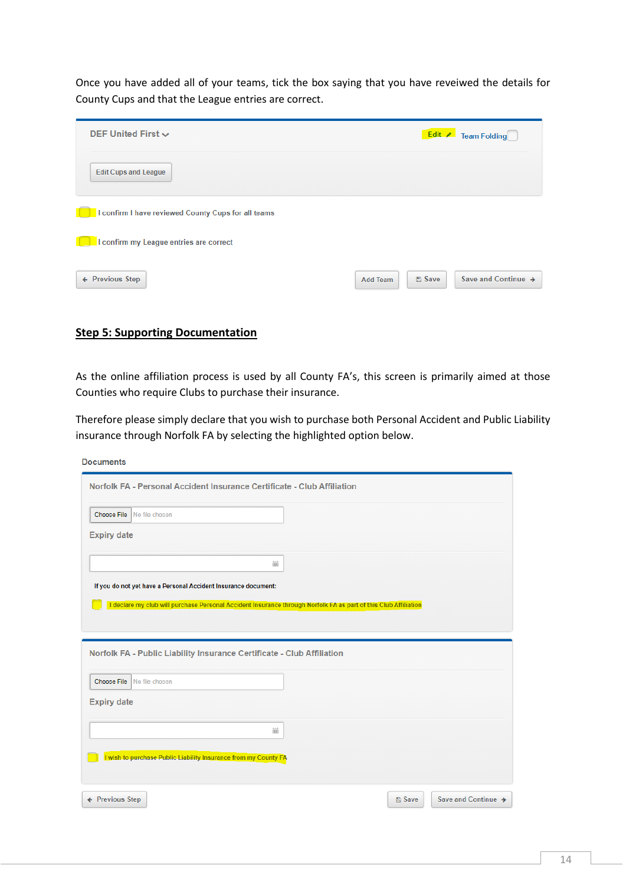Once you have added all of your teams, tick the box saying that you have reveiwed the details for County Cups and that the League entries are correct.

DEF United First

Edit

Team Folding

Edit Cups and League

I confirm I have reviewed County Cups for all teams

I confirm my League entries are correct

Previous Step

Add Team

Save

Save and Continue

## Step 5: Supporting Documentation

As the online affiliation process is used by all County FA's, this screen is primarily aimed at those Counties who require Clubs to purchase their insurance.

Therefore please simply declare that you wish to purchase both Personal Accident and Public Liability insurance through Norfolk FA by selecting the highlighted option below.

Documents

Norfolk FA - Personal Accident Insurance Certificate - Club Affiliation

Choose File No file chosen

Expiry date

If you do not yet have a Personal Accident Insurance document:

I declare my club will purchase Personal Accident Insurance through Norfolk FA as part of this Club Affiliation

Norfolk FA - Public Liability Insurance Certificate - Club Affiliation

Choose File No file chosen

Expiry date

I wish to purchase Public Liability Insurance from my County FA

Previous Step

Save

Save and Continue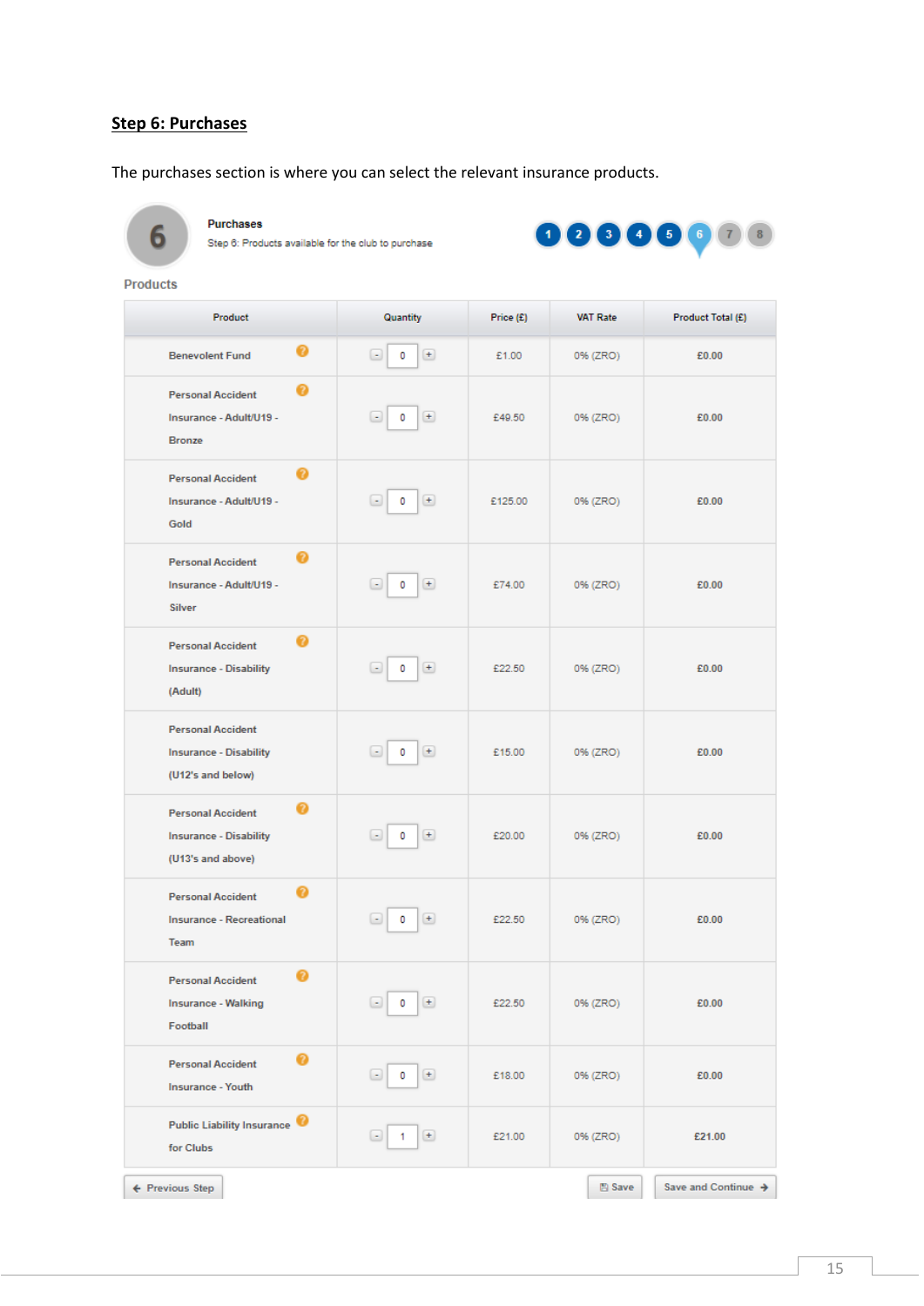## Step 6: Purchases

The purchases section is where you can select the relevant insurance products.

6

**Purchases**

Step 6: Products available for the club to purchase

1 2 3 4 5 6 7 8

**Products**

| Product | Quantity | Price (£) | VAT Rate | Product Total (£) |
|---|---|---|---|---|
| Benevolent Fund | 0 | £1.00 | 0% (ZRO) | £0.00 |
| Personal Accident Insurance - Adult/U19 - Bronze | 0 | £49.50 | 0% (ZRO) | £0.00 |
| Personal Accident Insurance - Adult/U19 - Gold | 0 | £125.00 | 0% (ZRO) | £0.00 |
| Personal Accident Insurance - Adult/U19 - Silver | 0 | £74.00 | 0% (ZRO) | £0.00 |
| Personal Accident Insurance - Disability (Adult) | 0 | £22.50 | 0% (ZRO) | £0.00 |
| Personal Accident Insurance - Disability (U12's and below) | 0 | £15.00 | 0% (ZRO) | £0.00 |
| Personal Accident Insurance - Disability (U13's and above) | 0 | £20.00 | 0% (ZRO) | £0.00 |
| Personal Accident Insurance - Recreational Team | 0 | £22.50 | 0% (ZRO) | £0.00 |
| Personal Accident Insurance - Walking Football | 0 | £22.50 | 0% (ZRO) | £0.00 |
| Personal Accident Insurance - Youth | 0 | £18.00 | 0% (ZRO) | £0.00 |
| Public Liability Insurance for Clubs | 1 | £21.00 | 0% (ZRO) | £21.00 |

Previous Step | Save | Save and Continue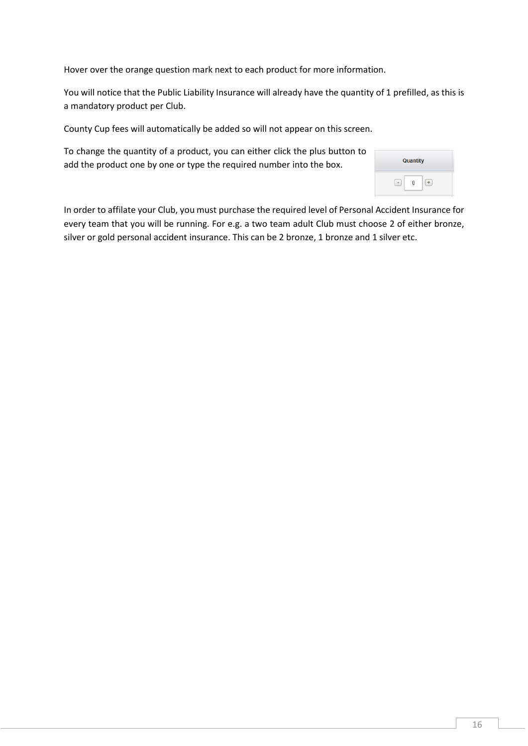Hover over the orange question mark next to each product for more information.

You will notice that the Public Liability Insurance will already have the quantity of 1 prefilled, as this is a mandatory product per Club.

County Cup fees will automatically be added so will not appear on this screen.

To change the quantity of a product, you can either click the plus button to add the product one by one or type the required number into the box.

In order to affilate your Club, you must purchase the required level of Personal Accident Insurance for every team that you will be running. For e.g. a two team adult Club must choose 2 of either bronze, silver or gold personal accident insurance. This can be 2 bronze, 1 bronze and 1 silver etc.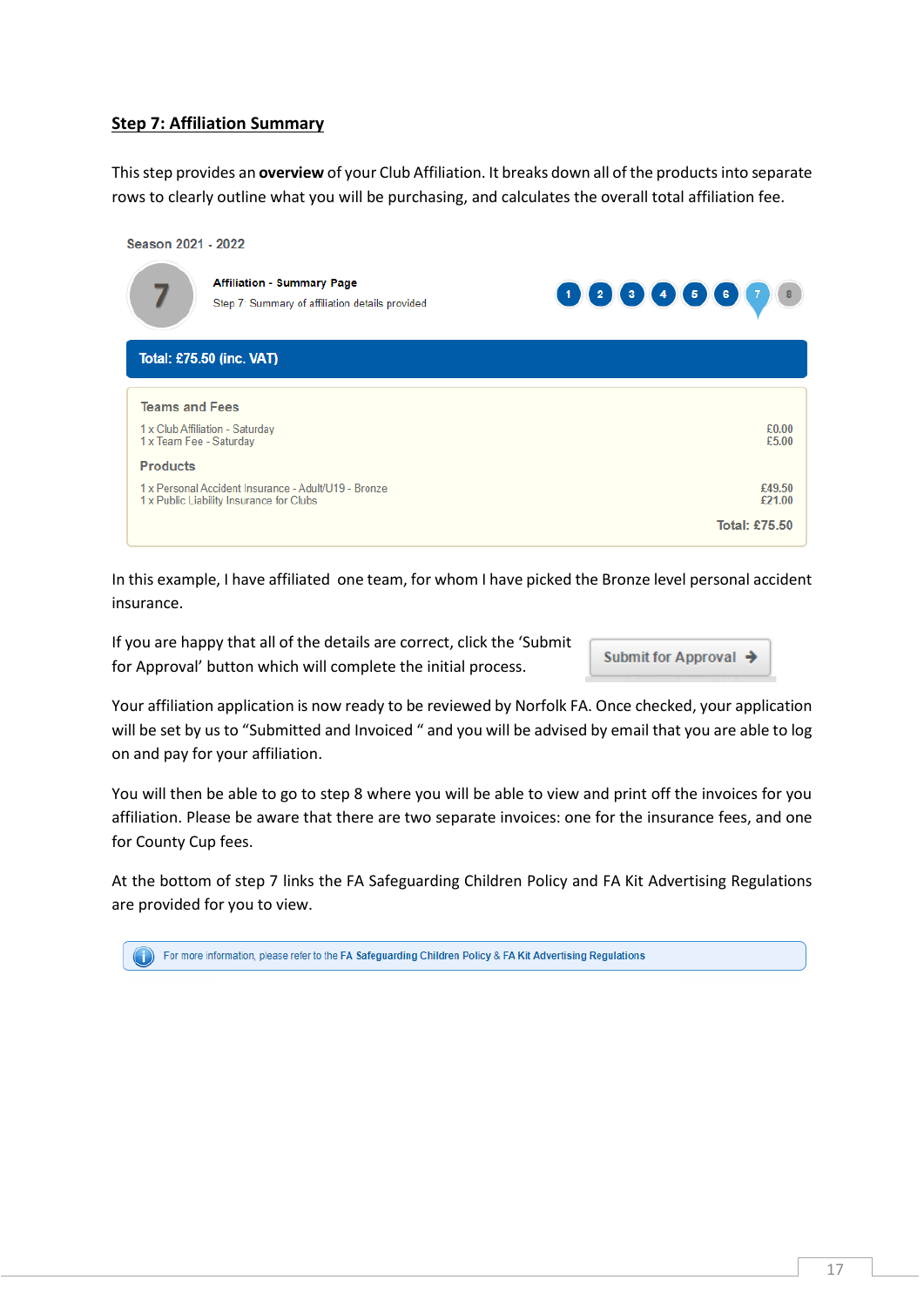## Step 7: Affiliation Summary

This step provides an **overview** of your Club Affiliation. It breaks down all of the products into separate rows to clearly outline what you will be purchasing, and calculates the overall total affiliation fee.

Season 2021 - 2022

7

**Affiliation - Summary Page**

Step 7: Summary of affiliation details provided

1 2 3 4 5 6 7 8

**Total: £75.50 (inc. VAT)**

**Teams and Fees**

| | |
|---|---|
| 1 x Club Affiliation - Saturday | £0.00 |
| 1 x Team Fee - Saturday | £5.00 |

**Products**

| | |
|---|---|
| 1 x Personal Accident Insurance - Adult/U19 - Bronze | £49.50 |
| 1 x Public Liability Insurance for Clubs | £21.00 |

**Total: £75.50**

In this example, I have affiliated one team, for whom I have picked the Bronze level personal accident insurance.

If you are happy that all of the details are correct, click the 'Submit for Approval' button which will complete the initial process.

Submit for Approval

Your affiliation application is now ready to be reviewed by Norfolk FA. Once checked, your application will be set by us to "Submitted and Invoiced " and you will be advised by email that you are able to log on and pay for your affiliation.

You will then be able to go to step 8 where you will be able to view and print off the invoices for you affiliation. Please be aware that there are two separate invoices: one for the insurance fees, and one for County Cup fees.

At the bottom of step 7 links the FA Safeguarding Children Policy and FA Kit Advertising Regulations are provided for you to view.

For more information, please refer to the **FA Safeguarding Children Policy** & **FA Kit Advertising Regulations**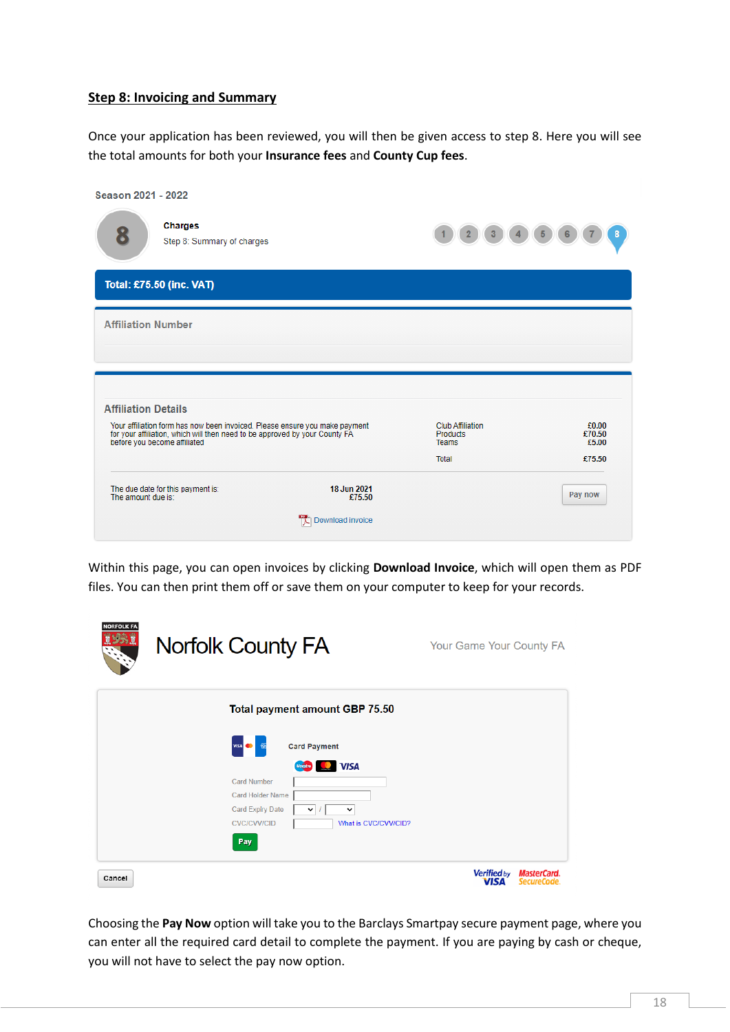## Step 8: Invoicing and Summary

Once your application has been reviewed, you will then be given access to step 8. Here you will see the total amounts for both your **Insurance fees** and **County Cup fees**.

Season 2021 - 2022

8 **Charges**
Step 8: Summary of charges

1 2 3 4 5 6 7 8

**Total: £75.50 (inc. VAT)**

**Affiliation Number**

**Affiliation Details**

Your affiliation form has now been invoiced. Please ensure you make payment for your affiliation, which will then need to be approved by your County FA before you become affiliated

| | |
|---|---|
| Club Affiliation | £0.00 |
| Products | £70.50 |
| Teams | £5.00 |
| Total | £75.50 |

| | |
|---|---|
| The due date for this payment is: | 18 Jun 2021 |
| The amount due is: | £75.50 |

Pay now

Download invoice

Within this page, you can open invoices by clicking **Download Invoice**, which will open them as PDF files. You can then print them off or save them on your computer to keep for your records.

NORFOLK FA

Norfolk County FA

Your Game Your County FA

**Total payment amount GBP 75.50**

Card Payment

Card Number
Card Holder Name
Card Expiry Date /
CVC/CVV/CID What is CVC/CVV/CID?

Pay

Cancel

Verified by VISA MasterCard SecureCode.

Choosing the **Pay Now** option will take you to the Barclays Smartpay secure payment page, where you can enter all the required card detail to complete the payment. If you are paying by cash or cheque, you will not have to select the pay now option.